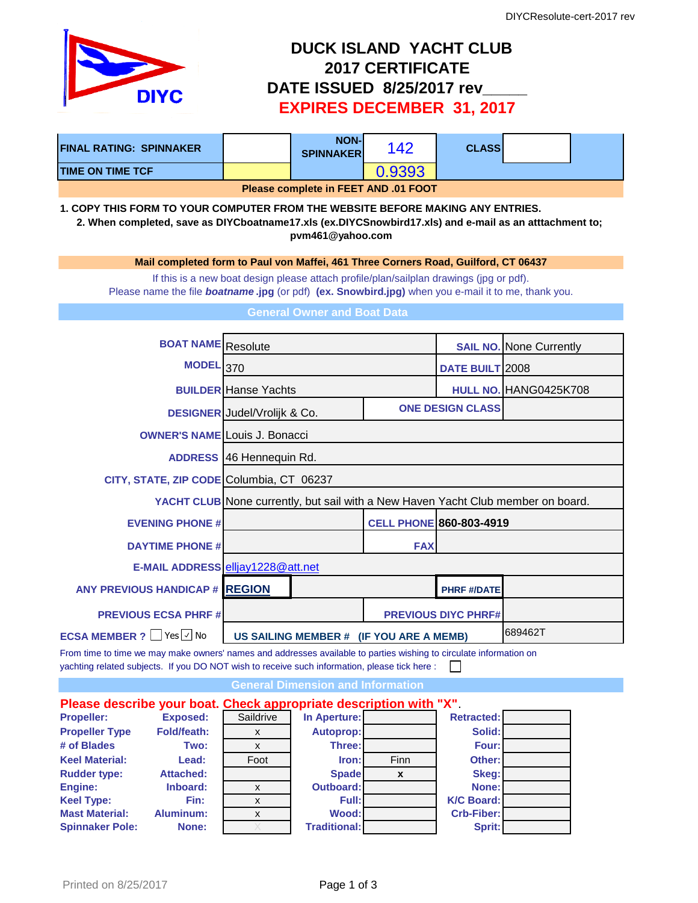# DUCK ISLAND YACHT CLUB
## 2017 CERTIFICATE
## DATE ISSUED 8/25/2017 rev_____
## EXPIRES DECEMBER 31, 2017

| FINAL RATING: SPINNAKER | | NON-SPINNAKER | 142 | CLASS | |
|---|---|---|---|---|---|
| TIME ON TIME TCF | | | 0.9393 | | |

**Please complete in FEET AND .01 FOOT**

**1. COPY THIS FORM TO YOUR COMPUTER FROM THE WEBSITE BEFORE MAKING ANY ENTRIES.**

**2. When completed, save as DIYCboatname17.xls (ex.DIYCSnowbird17.xls) and e-mail as an atttachment to; pvm461@yahoo.com**

**Mail completed form to Paul von Maffei, 461 Three Corners Road, Guilford, CT 06437**

If this is a new boat design please attach profile/plan/sailplan drawings (jpg or pdf).
Please name the file ***boatname*** **.jpg** (or pdf) **(ex. Snowbird.jpg)** when you e-mail it to me, thank you.

## General Owner and Boat Data

| | | | |
|---|---|---|---|
| BOAT NAME | Resolute | SAIL NO. | None Currently |
| MODEL | 370 | DATE BUILT | 2008 |
| BUILDER | Hanse Yachts | HULL NO. | HANG0425K708 |
| DESIGNER | Judel/Vrolijk & Co. | ONE DESIGN CLASS | |
| OWNER'S NAME | Louis J. Bonacci | | |
| ADDRESS | 46 Hennequin Rd. | | |
| CITY, STATE, ZIP CODE | Columbia, CT 06237 | | |
| YACHT CLUB | None currently, but sail with a New Haven Yacht Club member on board. | | |
| EVENING PHONE # | | CELL PHONE | 860-803-4919 |
| DAYTIME PHONE # | | FAX | |
| E-MAIL ADDRESS | elljay1228@att.net | | |
| ANY PREVIOUS HANDICAP # | REGION | PHRF #/DATE | |
| PREVIOUS ECSA PHRF # | | PREVIOUS DIYC PHRF# | |
| ECSA MEMBER ? ☐ Yes ☑ No | | US SAILING MEMBER # (IF YOU ARE A MEMB) | 689462T |

From time to time we may make owners' names and addresses available to parties wishing to circulate information on yachting related subjects. If you DO NOT wish to receive such information, please tick here : ☐

## General Dimension and Information

**Please describe your boat. Check appropriate description with "X".**

| | | | | | | |
|---|---|---|---|---|---|---|
| Propeller: | Exposed: | Saildrive | In Aperture: | | Retracted: | |
| Propeller Type | Fold/feath: | x | Autoprop: | | Solid: | |
| # of Blades | Two: | x | Three: | | Four: | |
| Keel Material: | Lead: | Foot | Iron: | Finn | Other: | |
| Rudder type: | Attached: | | Spade | x | Skeg: | |
| Engine: | Inboard: | x | Outboard: | | None: | |
| Keel Type: | Fin: | x | Full: | | K/C Board: | |
| Mast Material: | Aluminum: | x | Wood: | | Crb-Fiber: | |
| Spinnaker Pole: | None: | X | Traditional: | | Sprit: | |

Printed on 8/25/2017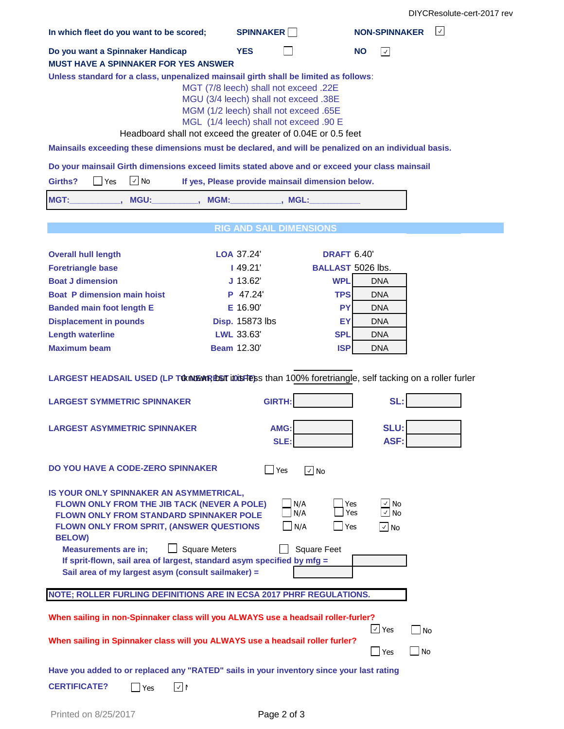DIYCResolute-cert-2017 rev

**In which fleet do you want to be scored;** **SPINNAKER** ☐ **NON-SPINNAKER** ☑

**Do you want a Spinnaker Handicap** **YES** ☐ **NO** ☑

**MUST HAVE A SPINNAKER FOR YES ANSWER**

**Unless standard for a class, unpenalized mainsail girth shall be limited as follows**:

MGT (7/8 leech) shall not exceed .22E
MGU (3/4 leech) shall not exceed .38E
MGM (1/2 leech) shall not exceed .65E
MGL (1/4 leech) shall not exceed .90 E
Headboard shall not exceed the greater of 0.04E or 0.5 feet

**Mainsails exceeding these dimensions must be declared, and will be penalized on an individual basis.**

**Do your mainsail Girth dimensions exceed limits stated above and or exceed your class mainsail Girths?** ☐ Yes ☑ No **If yes, Please provide mainsail dimension below.**

**MGT:___________, MGU:__________, MGM:___________, MGL:___________**

## RIG AND SAIL DIMENSIONS

| | | | | |
|---|---|---|---|---|
| **Overall hull length** | **LOA** | 37.24' | **DRAFT** | 6.40' |
| **Foretriangle base** | **I** | 49.21' | **BALLAST** | 5026 lbs. |
| **Boat J dimension** | **J** | 13.62' | **WPL** | DNA |
| **Boat P dimension main hoist** | **P** | 47.24' | **TPS** | DNA |
| **Banded main foot length E** | **E** | 16.90' | **PY** | DNA |
| **Displacement in pounds** | **Disp.** | 15873 lbs | **EY** | DNA |
| **Length waterline** | **LWL** | 33.63' | **SPL** | DNA |
| **Maximum beam** | **Beam** | 12.30' | **ISP** | DNA |

**LARGEST HEADSAIL USED (LP TO NEAREST 0.1 FT)** Unknown, but it is less than 100% foretriangle, self tacking on a roller furler

**LARGEST SYMMETRIC SPINNAKER** **GIRTH:** ______ **SL:** ______

**LARGEST ASYMMETRIC SPINNAKER** **AMG:** ______ **SLU:** ______ **SLE:** ______ **ASF:** ______

**DO YOU HAVE A CODE-ZERO SPINNAKER** ☐ Yes ☑ No

**IS YOUR ONLY SPINNAKER AN ASYMMETRICAL,**

| | | | |
|---|---|---|---|
| **FLOWN ONLY FROM THE JIB TACK (NEVER A POLE)** | ☐ N/A | ☐ Yes | ☑ No |
| **FLOWN ONLY FROM STANDARD SPINNAKER POLE** | ☐ N/A | ☐ Yes | ☑ No |
| **FLOWN ONLY FROM SPRIT, (ANSWER QUESTIONS BELOW)** | ☐ N/A | ☐ Yes | ☑ No |

**Measurements are in;** ☐ Square Meters ☐ Square Feet

**If sprit-flown, sail area of largest, standard asym specified by mfg =** ______

**Sail area of my largest asym (consult sailmaker) =** ______

**NOTE; ROLLER FURLING DEFINITIONS ARE IN ECSA 2017 PHRF REGULATIONS.**

**When sailing in non-Spinnaker class will you ALWAYS use a headsail roller-furler?** ☑ Yes ☐ No

**When sailing in Spinnaker class will you ALWAYS use a headsail roller furler?** ☐ Yes ☐ No

**Have you added to or replaced any "RATED" sails in your inventory since your last rating CERTIFICATE?** ☐ Yes ☑ N

Printed on 8/25/2017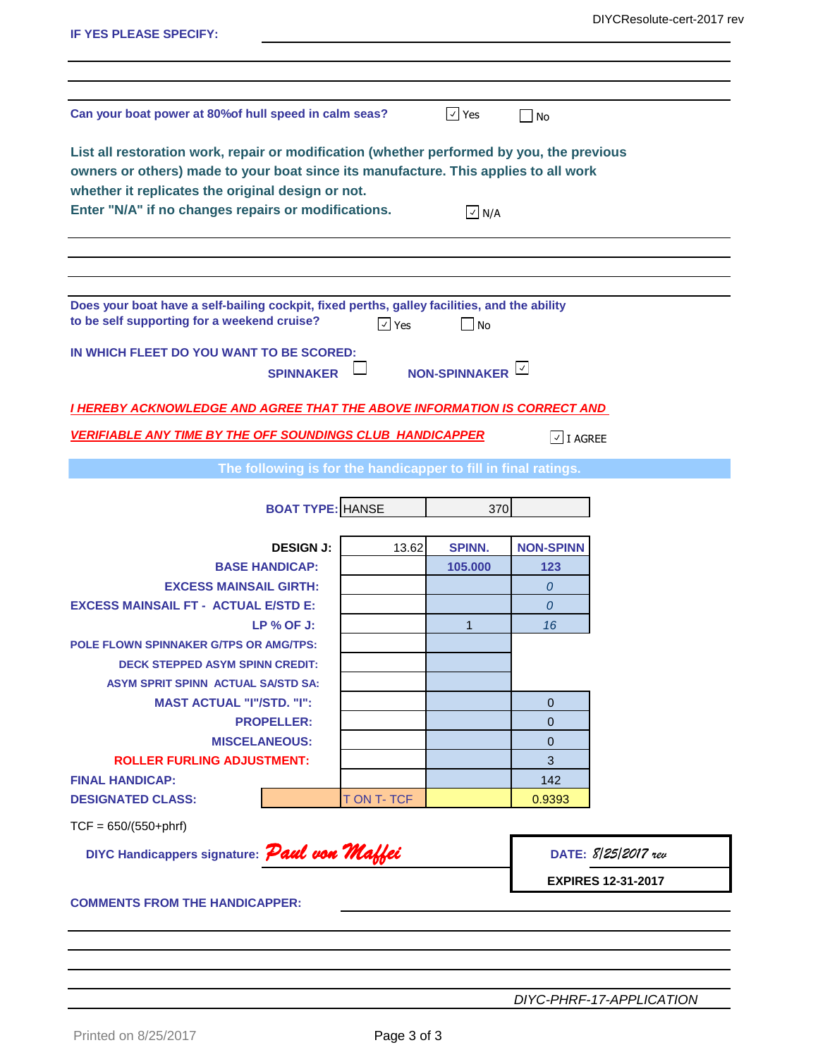**IF YES PLEASE SPECIFY:** ______________________

**Can your boat power at 80%of hull speed in calm seas?** ☑ Yes ☐ No

**List all restoration work, repair or modification (whether performed by you, the previous owners or others) made to your boat since its manufacture. This applies to all work whether it replicates the original design or not.**
**Enter "N/A" if no changes repairs or modifications.** ☑ N/A

**Does your boat have a self-bailing cockpit, fixed perths, galley facilities, and the ability to be self supporting for a weekend cruise?** ☑ Yes ☐ No

**IN WHICH FLEET DO YOU WANT TO BE SCORED:**

**SPINNAKER** ☐ **NON-SPINNAKER** ☑

***I HEREBY ACKNOWLEDGE AND AGREE THAT THE ABOVE INFORMATION IS CORRECT AND VERIFIABLE ANY TIME BY THE OFF SOUNDINGS CLUB HANDICAPPER*** ☑ I AGREE

**The following is for the handicapper to fill in final ratings.**

| | | | |
|---|---|---|---|
| **BOAT TYPE:** | HANSE | 370 | |
| **DESIGN J:** | 13.62 | **SPINN.** | **NON-SPINN** |
| **BASE HANDICAP:** | | **105.000** | **123** |
| **EXCESS MAINSAIL GIRTH:** | | | *0* |
| **EXCESS MAINSAIL FT - ACTUAL E/STD E:** | | | *0* |
| **LP % OF J:** | | 1 | *16* |
| **POLE FLOWN SPINNAKER G/TPS OR AMG/TPS:** | | | |
| **DECK STEPPED ASYM SPINN CREDIT:** | | | |
| **ASYM SPRIT SPINN ACTUAL SA/STD SA:** | | | |
| **MAST ACTUAL "I"/STD. "I":** | | | 0 |
| **PROPELLER:** | | | 0 |
| **MISCELANEOUS:** | | | 0 |
| **ROLLER FURLING ADJUSTMENT:** | | | 3 |
| **FINAL HANDICAP:** | | | 142 |
| **DESIGNATED CLASS:** | T ON T- TCF | | 0.9393 |

TCF = 650/(550+phrf)

**DIYC Handicappers signature:** *Paul von Maffei*

**DATE:** *8/25/2017 rev*

**EXPIRES 12-31-2017**

**COMMENTS FROM THE HANDICAPPER:** ______________________

*DIYC-PHRF-17-APPLICATION*

Printed on 8/25/2017